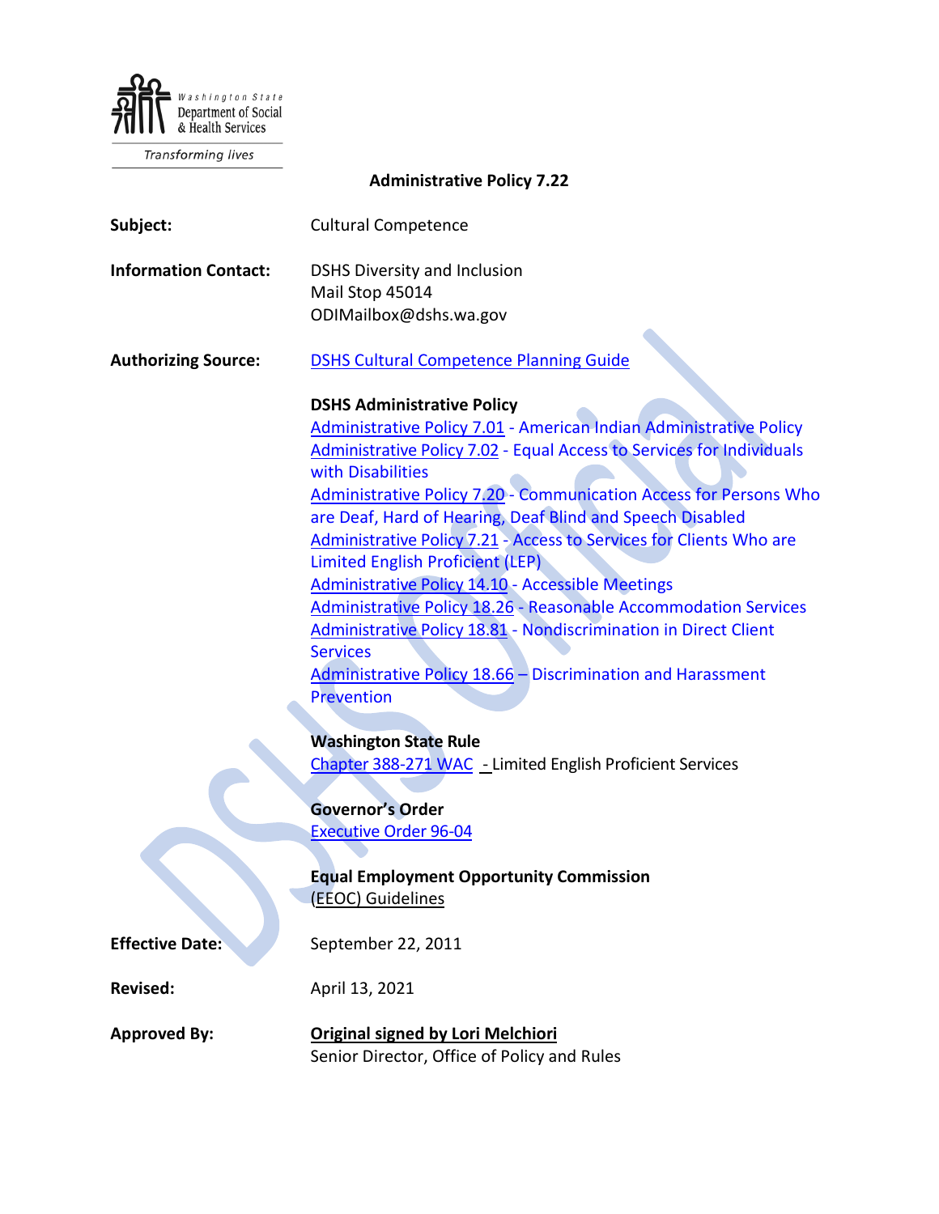Washington State Department of Social & Health Services

*Transforming lives*

# Administrative Policy 7.22

**Subject:** Cultural Competence

**Information Contact:** DSHS Diversity and Inclusion
Mail Stop 45014
ODIMailbox@dshs.wa.gov

**Authorizing Source:** DSHS Cultural Competence Planning Guide

**DSHS Administrative Policy**
Administrative Policy 7.01 - American Indian Administrative Policy
Administrative Policy 7.02 - Equal Access to Services for Individuals with Disabilities
Administrative Policy 7.20 - Communication Access for Persons Who are Deaf, Hard of Hearing, Deaf Blind and Speech Disabled
Administrative Policy 7.21 - Access to Services for Clients Who are Limited English Proficient (LEP)
Administrative Policy 14.10 - Accessible Meetings
Administrative Policy 18.26 - Reasonable Accommodation Services
Administrative Policy 18.81 - Nondiscrimination in Direct Client Services
Administrative Policy 18.66 – Discrimination and Harassment Prevention

**Washington State Rule**
Chapter 388-271 WAC - Limited English Proficient Services

**Governor's Order**
Executive Order 96-04

**Equal Employment Opportunity Commission**
(EEOC) Guidelines

**Effective Date:** September 22, 2011

**Revised:** April 13, 2021

**Approved By:** **Original signed by Lori Melchiori**
Senior Director, Office of Policy and Rules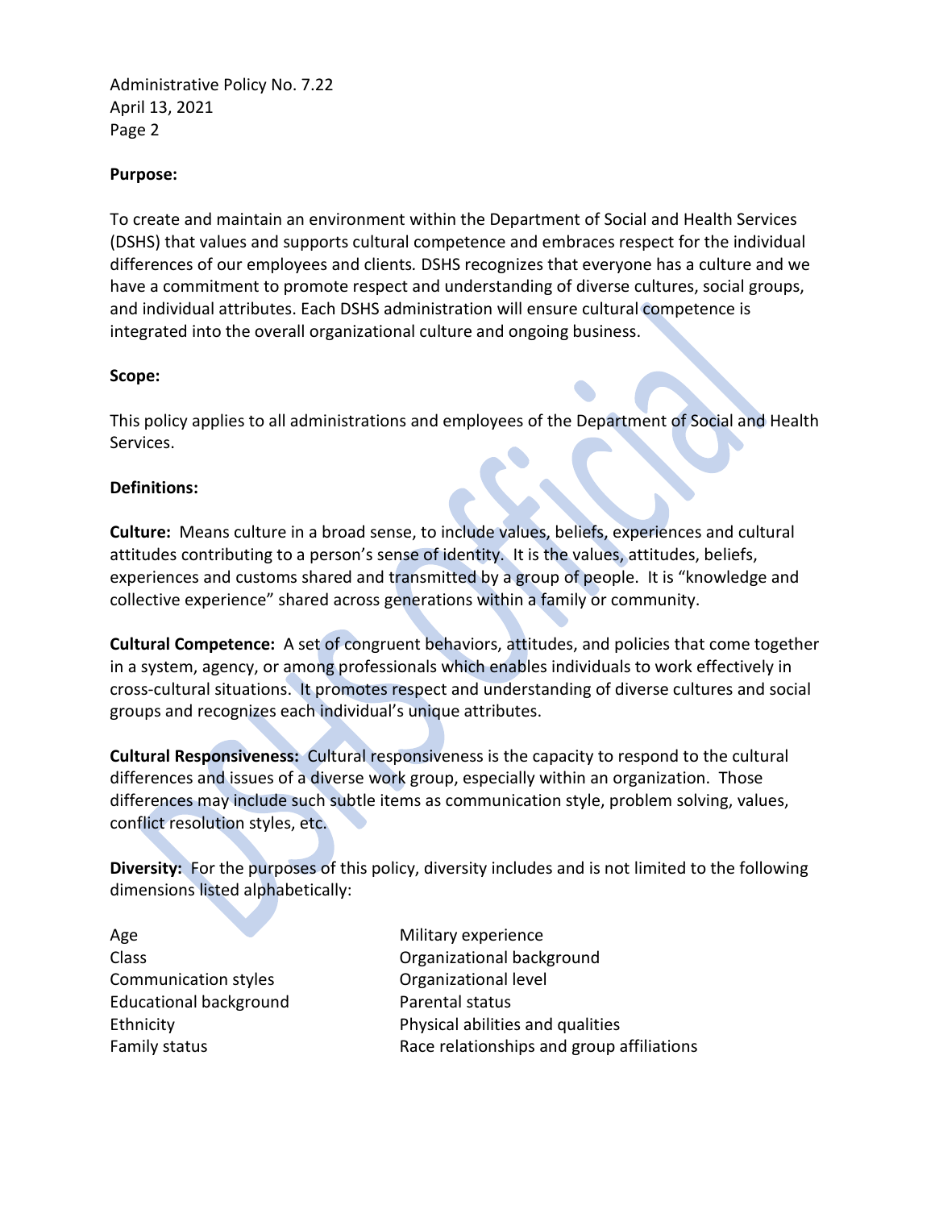**Purpose:**

To create and maintain an environment within the Department of Social and Health Services (DSHS) that values and supports cultural competence and embraces respect for the individual differences of our employees and clients. DSHS recognizes that everyone has a culture and we have a commitment to promote respect and understanding of diverse cultures, social groups, and individual attributes. Each DSHS administration will ensure cultural competence is integrated into the overall organizational culture and ongoing business.

**Scope:**

This policy applies to all administrations and employees of the Department of Social and Health Services.

**Definitions:**

**Culture:** Means culture in a broad sense, to include values, beliefs, experiences and cultural attitudes contributing to a person's sense of identity. It is the values, attitudes, beliefs, experiences and customs shared and transmitted by a group of people. It is "knowledge and collective experience" shared across generations within a family or community.

**Cultural Competence:** A set of congruent behaviors, attitudes, and policies that come together in a system, agency, or among professionals which enables individuals to work effectively in cross-cultural situations. It promotes respect and understanding of diverse cultures and social groups and recognizes each individual's unique attributes.

**Cultural Responsiveness:** Cultural responsiveness is the capacity to respond to the cultural differences and issues of a diverse work group, especially within an organization. Those differences may include such subtle items as communication style, problem solving, values, conflict resolution styles, etc.

**Diversity:** For the purposes of this policy, diversity includes and is not limited to the following dimensions listed alphabetically:

- Age
- Class
- Communication styles
- Educational background
- Ethnicity
- Family status
- Military experience
- Organizational background
- Organizational level
- Parental status
- Physical abilities and qualities
- Race relationships and group affiliations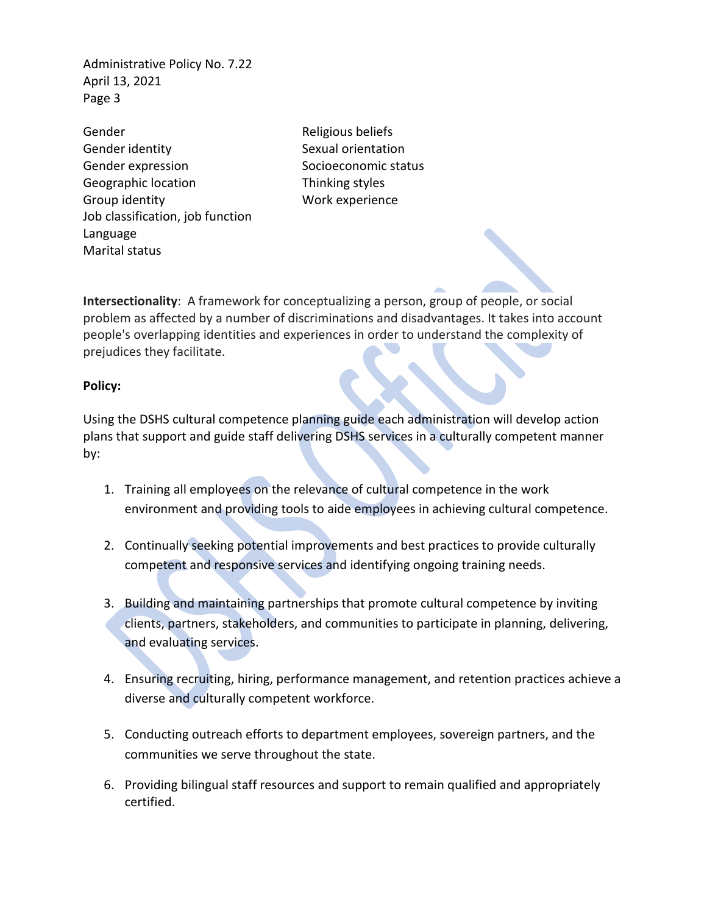Gender
Gender identity
Gender expression
Geographic location
Group identity
Job classification, job function
Language
Marital status
Religious beliefs
Sexual orientation
Socioeconomic status
Thinking styles
Work experience

**Intersectionality**: A framework for conceptualizing a person, group of people, or social problem as affected by a number of discriminations and disadvantages. It takes into account people's overlapping identities and experiences in order to understand the complexity of prejudices they facilitate.

**Policy:**

Using the DSHS cultural competence planning guide each administration will develop action plans that support and guide staff delivering DSHS services in a culturally competent manner by:

1. Training all employees on the relevance of cultural competence in the work environment and providing tools to aide employees in achieving cultural competence.

2. Continually seeking potential improvements and best practices to provide culturally competent and responsive services and identifying ongoing training needs.

3. Building and maintaining partnerships that promote cultural competence by inviting clients, partners, stakeholders, and communities to participate in planning, delivering, and evaluating services.

4. Ensuring recruiting, hiring, performance management, and retention practices achieve a diverse and culturally competent workforce.

5. Conducting outreach efforts to department employees, sovereign partners, and the communities we serve throughout the state.

6. Providing bilingual staff resources and support to remain qualified and appropriately certified.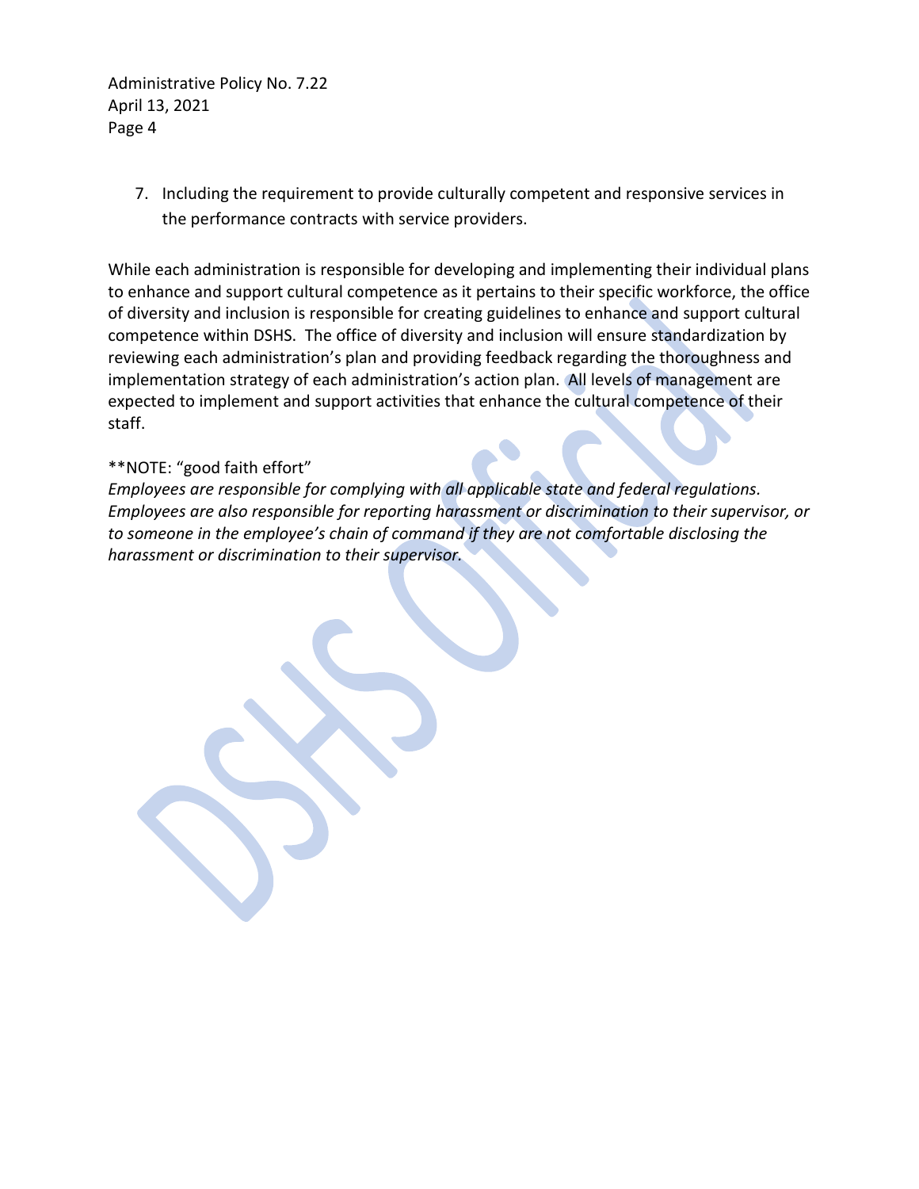7. Including the requirement to provide culturally competent and responsive services in the performance contracts with service providers.

While each administration is responsible for developing and implementing their individual plans to enhance and support cultural competence as it pertains to their specific workforce, the office of diversity and inclusion is responsible for creating guidelines to enhance and support cultural competence within DSHS. The office of diversity and inclusion will ensure standardization by reviewing each administration's plan and providing feedback regarding the thoroughness and implementation strategy of each administration's action plan. All levels of management are expected to implement and support activities that enhance the cultural competence of their staff.

**NOTE: "good faith effort"
*Employees are responsible for complying with all applicable state and federal regulations. Employees are also responsible for reporting harassment or discrimination to their supervisor, or to someone in the employee's chain of command if they are not comfortable disclosing the harassment or discrimination to their supervisor.*